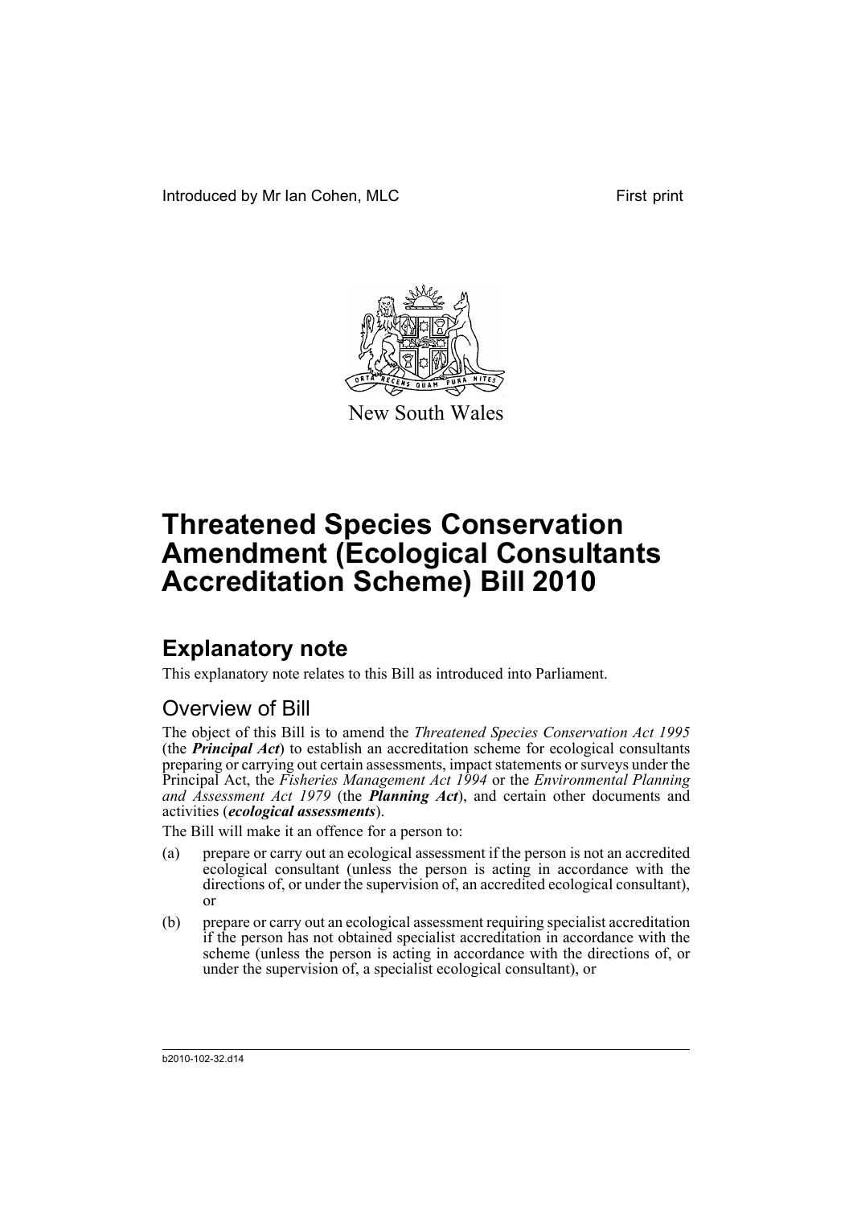Introduced by Mr Ian Cohen, MLC First print

New South Wales

# Threatened Species Conservation Amendment (Ecological Consultants Accreditation Scheme) Bill 2010

## Explanatory note

This explanatory note relates to this Bill as introduced into Parliament.

### Overview of Bill

The object of this Bill is to amend the *Threatened Species Conservation Act 1995* (the ***Principal Act***) to establish an accreditation scheme for ecological consultants preparing or carrying out certain assessments, impact statements or surveys under the Principal Act, the *Fisheries Management Act 1994* or the *Environmental Planning and Assessment Act 1979* (the ***Planning Act***), and certain other documents and activities (***ecological assessments***).

The Bill will make it an offence for a person to:

(a) prepare or carry out an ecological assessment if the person is not an accredited ecological consultant (unless the person is acting in accordance with the directions of, or under the supervision of, an accredited ecological consultant), or

(b) prepare or carry out an ecological assessment requiring specialist accreditation if the person has not obtained specialist accreditation in accordance with the scheme (unless the person is acting in accordance with the directions of, or under the supervision of, a specialist ecological consultant), or

b2010-102-32.d14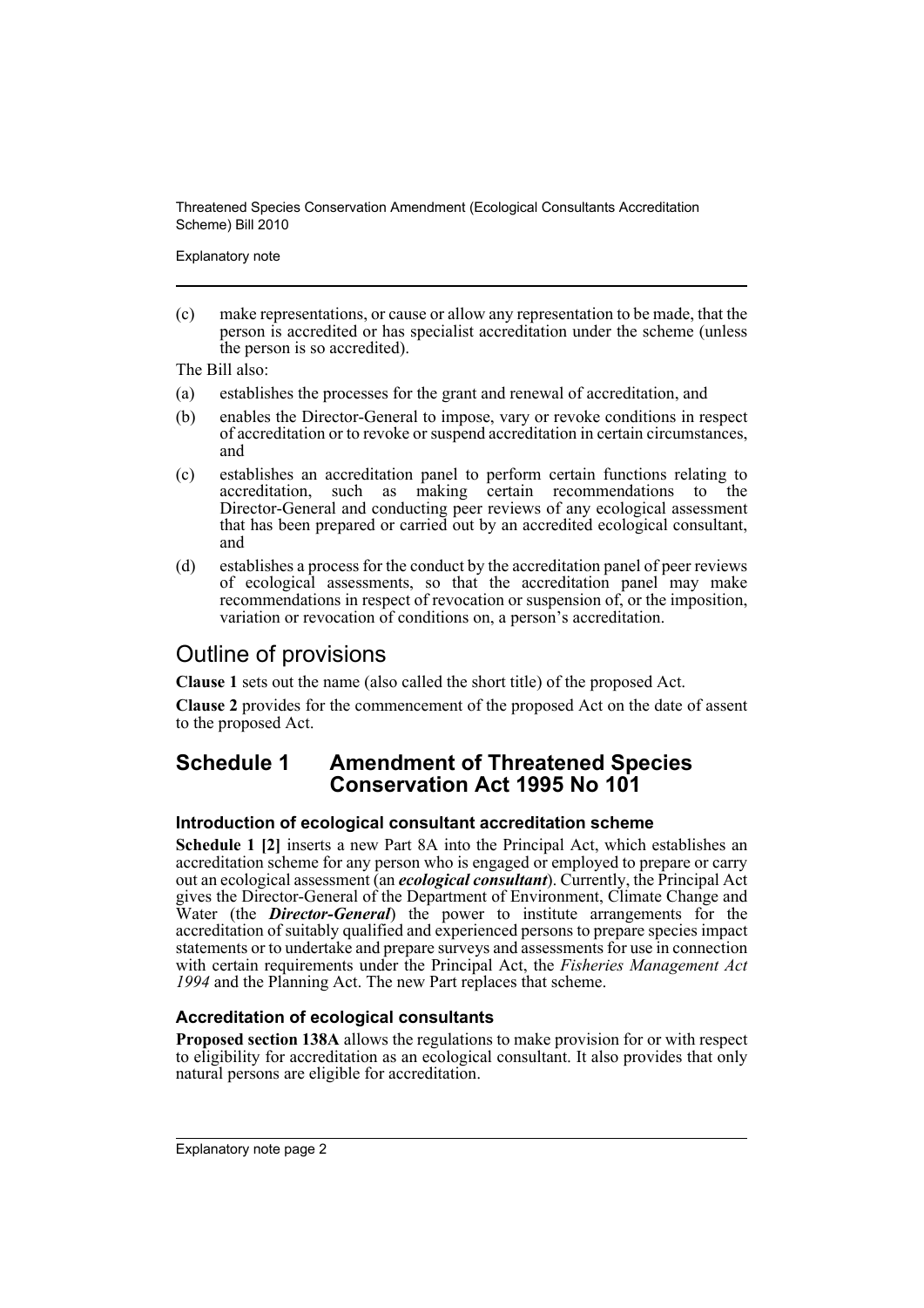(c) make representations, or cause or allow any representation to be made, that the person is accredited or has specialist accreditation under the scheme (unless the person is so accredited).

The Bill also:

(a) establishes the processes for the grant and renewal of accreditation, and

(b) enables the Director-General to impose, vary or revoke conditions in respect of accreditation or to revoke or suspend accreditation in certain circumstances, and

(c) establishes an accreditation panel to perform certain functions relating to accreditation, such as making certain recommendations to the Director-General and conducting peer reviews of any ecological assessment that has been prepared or carried out by an accredited ecological consultant, and

(d) establishes a process for the conduct by the accreditation panel of peer reviews of ecological assessments, so that the accreditation panel may make recommendations in respect of revocation or suspension of, or the imposition, variation or revocation of conditions on, a person's accreditation.

## Outline of provisions

**Clause 1** sets out the name (also called the short title) of the proposed Act.

**Clause 2** provides for the commencement of the proposed Act on the date of assent to the proposed Act.

## Schedule 1 Amendment of Threatened Species Conservation Act 1995 No 101

### Introduction of ecological consultant accreditation scheme

**Schedule 1 [2]** inserts a new Part 8A into the Principal Act, which establishes an accreditation scheme for any person who is engaged or employed to prepare or carry out an ecological assessment (an ***ecological consultant***). Currently, the Principal Act gives the Director-General of the Department of Environment, Climate Change and Water (the ***Director-General***) the power to institute arrangements for the accreditation of suitably qualified and experienced persons to prepare species impact statements or to undertake and prepare surveys and assessments for use in connection with certain requirements under the Principal Act, the *Fisheries Management Act 1994* and the Planning Act. The new Part replaces that scheme.

### Accreditation of ecological consultants

**Proposed section 138A** allows the regulations to make provision for or with respect to eligibility for accreditation as an ecological consultant. It also provides that only natural persons are eligible for accreditation.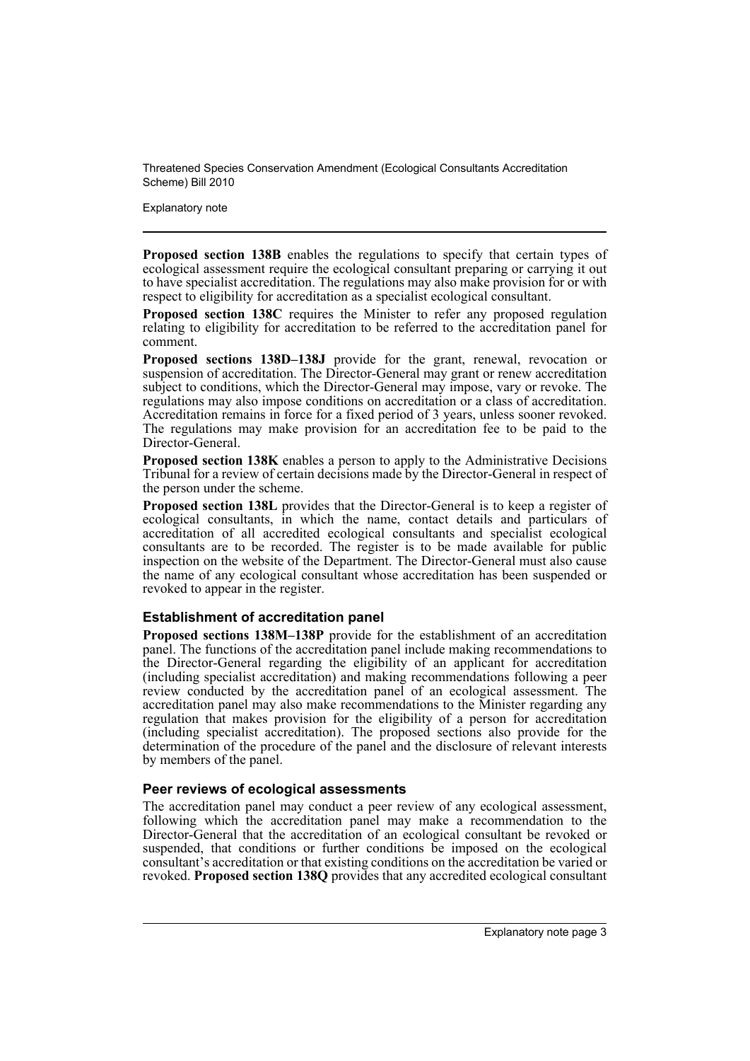**Proposed section 138B** enables the regulations to specify that certain types of ecological assessment require the ecological consultant preparing or carrying it out to have specialist accreditation. The regulations may also make provision for or with respect to eligibility for accreditation as a specialist ecological consultant.

**Proposed section 138C** requires the Minister to refer any proposed regulation relating to eligibility for accreditation to be referred to the accreditation panel for comment.

**Proposed sections 138D–138J** provide for the grant, renewal, revocation or suspension of accreditation. The Director-General may grant or renew accreditation subject to conditions, which the Director-General may impose, vary or revoke. The regulations may also impose conditions on accreditation or a class of accreditation. Accreditation remains in force for a fixed period of 3 years, unless sooner revoked. The regulations may make provision for an accreditation fee to be paid to the Director-General.

**Proposed section 138K** enables a person to apply to the Administrative Decisions Tribunal for a review of certain decisions made by the Director-General in respect of the person under the scheme.

**Proposed section 138L** provides that the Director-General is to keep a register of ecological consultants, in which the name, contact details and particulars of accreditation of all accredited ecological consultants and specialist ecological consultants are to be recorded. The register is to be made available for public inspection on the website of the Department. The Director-General must also cause the name of any ecological consultant whose accreditation has been suspended or revoked to appear in the register.

### Establishment of accreditation panel

**Proposed sections 138M–138P** provide for the establishment of an accreditation panel. The functions of the accreditation panel include making recommendations to the Director-General regarding the eligibility of an applicant for accreditation (including specialist accreditation) and making recommendations following a peer review conducted by the accreditation panel of an ecological assessment. The accreditation panel may also make recommendations to the Minister regarding any regulation that makes provision for the eligibility of a person for accreditation (including specialist accreditation). The proposed sections also provide for the determination of the procedure of the panel and the disclosure of relevant interests by members of the panel.

### Peer reviews of ecological assessments

The accreditation panel may conduct a peer review of any ecological assessment, following which the accreditation panel may make a recommendation to the Director-General that the accreditation of an ecological consultant be revoked or suspended, that conditions or further conditions be imposed on the ecological consultant's accreditation or that existing conditions on the accreditation be varied or revoked. **Proposed section 138Q** provides that any accredited ecological consultant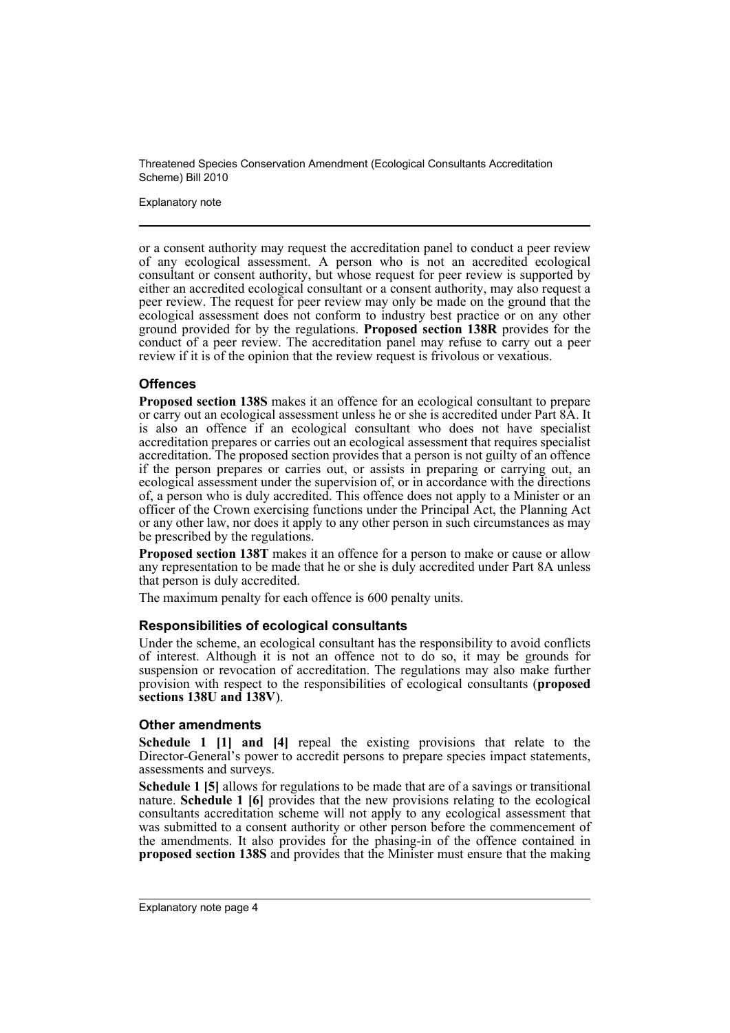or a consent authority may request the accreditation panel to conduct a peer review of any ecological assessment. A person who is not an accredited ecological consultant or consent authority, but whose request for peer review is supported by either an accredited ecological consultant or a consent authority, may also request a peer review. The request for peer review may only be made on the ground that the ecological assessment does not conform to industry best practice or on any other ground provided for by the regulations. **Proposed section 138R** provides for the conduct of a peer review. The accreditation panel may refuse to carry out a peer review if it is of the opinion that the review request is frivolous or vexatious.

### Offences

**Proposed section 138S** makes it an offence for an ecological consultant to prepare or carry out an ecological assessment unless he or she is accredited under Part 8A. It is also an offence if an ecological consultant who does not have specialist accreditation prepares or carries out an ecological assessment that requires specialist accreditation. The proposed section provides that a person is not guilty of an offence if the person prepares or carries out, or assists in preparing or carrying out, an ecological assessment under the supervision of, or in accordance with the directions of, a person who is duly accredited. This offence does not apply to a Minister or an officer of the Crown exercising functions under the Principal Act, the Planning Act or any other law, nor does it apply to any other person in such circumstances as may be prescribed by the regulations.

**Proposed section 138T** makes it an offence for a person to make or cause or allow any representation to be made that he or she is duly accredited under Part 8A unless that person is duly accredited.

The maximum penalty for each offence is 600 penalty units.

### Responsibilities of ecological consultants

Under the scheme, an ecological consultant has the responsibility to avoid conflicts of interest. Although it is not an offence not to do so, it may be grounds for suspension or revocation of accreditation. The regulations may also make further provision with respect to the responsibilities of ecological consultants (**proposed sections 138U and 138V**).

### Other amendments

**Schedule 1 [1] and [4]** repeal the existing provisions that relate to the Director-General's power to accredit persons to prepare species impact statements, assessments and surveys.

**Schedule 1 [5]** allows for regulations to be made that are of a savings or transitional nature. **Schedule 1 [6]** provides that the new provisions relating to the ecological consultants accreditation scheme will not apply to any ecological assessment that was submitted to a consent authority or other person before the commencement of the amendments. It also provides for the phasing-in of the offence contained in **proposed section 138S** and provides that the Minister must ensure that the making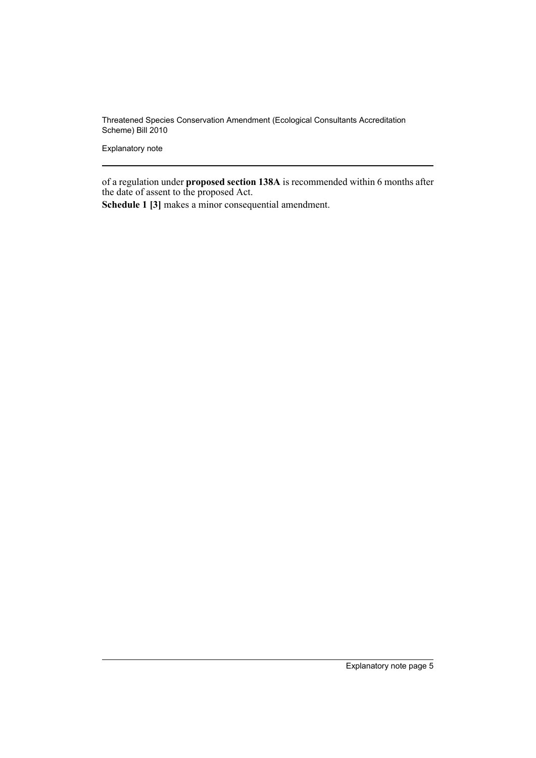of a regulation under **proposed section 138A** is recommended within 6 months after the date of assent to the proposed Act.

**Schedule 1 [3]** makes a minor consequential amendment.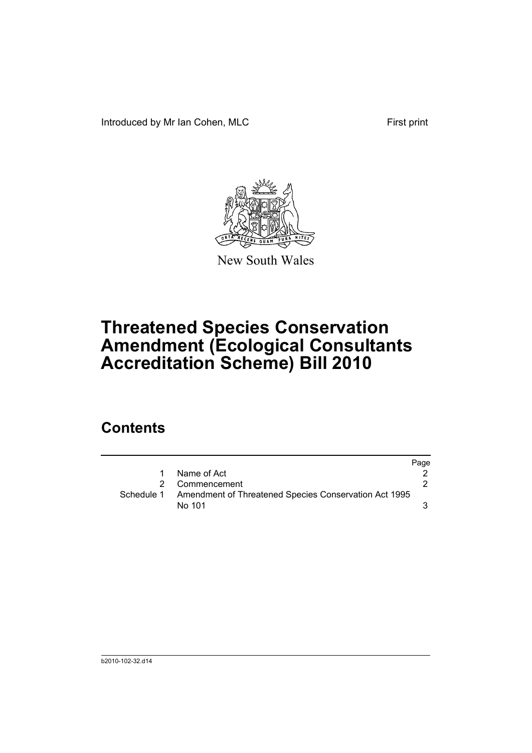Introduced by Mr Ian Cohen, MLC First print

New South Wales

# Threatened Species Conservation Amendment (Ecological Consultants Accreditation Scheme) Bill 2010

## Contents

| | | Page |
|---|---|---|
| 1 | Name of Act | 2 |
| 2 | Commencement | 2 |
| Schedule 1 | Amendment of Threatened Species Conservation Act 1995 No 101 | 3 |

b2010-102-32.d14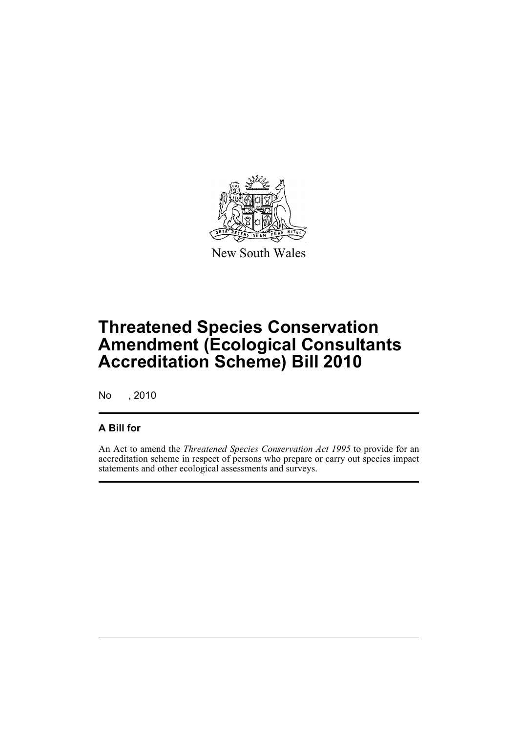New South Wales

# Threatened Species Conservation Amendment (Ecological Consultants Accreditation Scheme) Bill 2010

No , 2010

## A Bill for

An Act to amend the *Threatened Species Conservation Act 1995* to provide for an accreditation scheme in respect of persons who prepare or carry out species impact statements and other ecological assessments and surveys.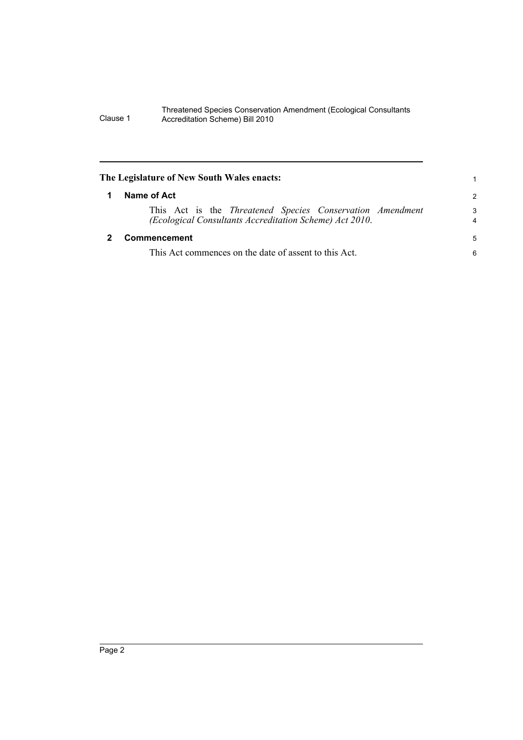**The Legislature of New South Wales enacts:**

## 1 Name of Act

This Act is the *Threatened Species Conservation Amendment (Ecological Consultants Accreditation Scheme) Act 2010*.

## 2 Commencement

This Act commences on the date of assent to this Act.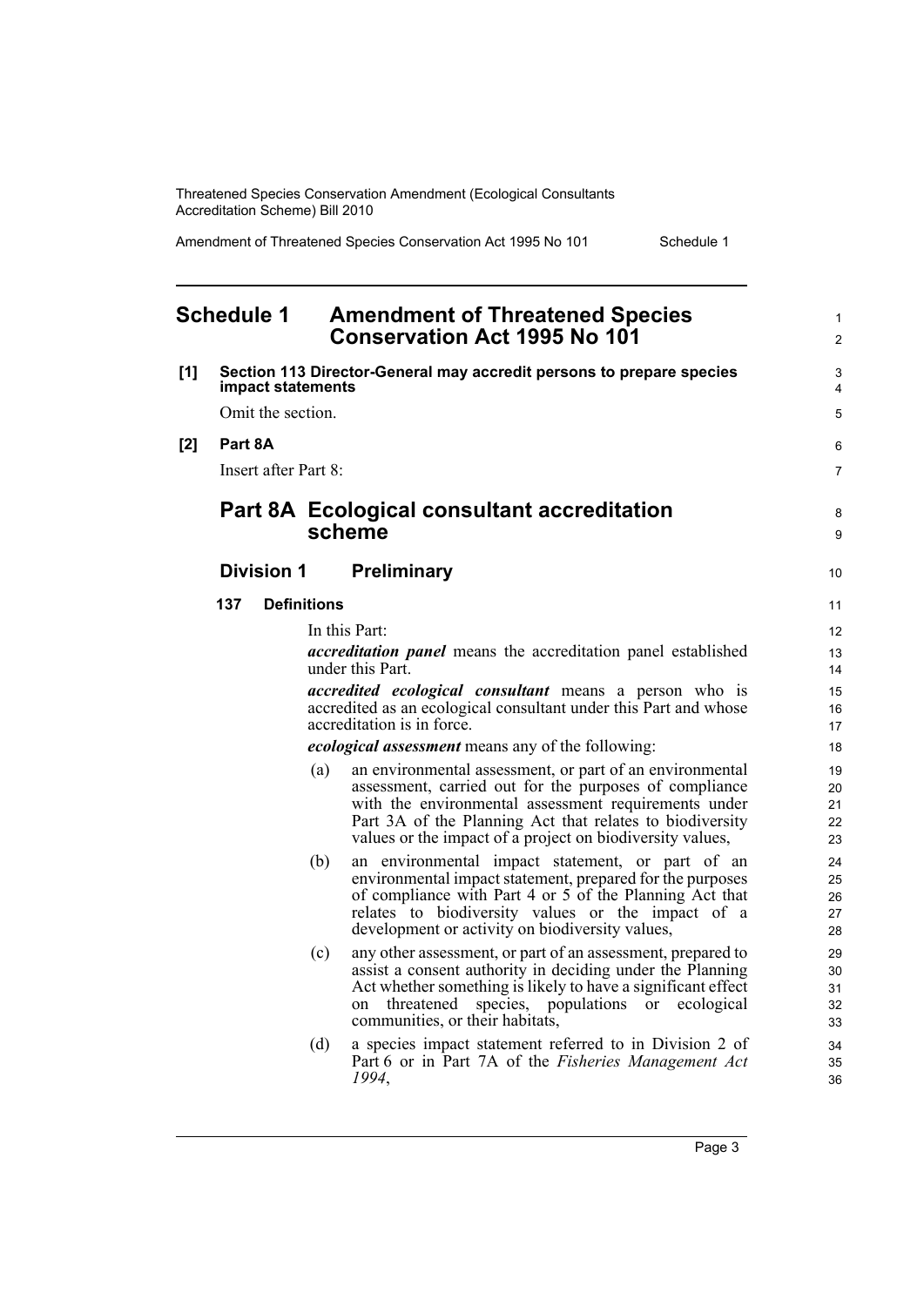# Schedule 1 Amendment of Threatened Species Conservation Act 1995 No 101

**[1] Section 113 Director-General may accredit persons to prepare species impact statements**

Omit the section.

**[2] Part 8A**

Insert after Part 8:

## Part 8A Ecological consultant accreditation scheme

### Division 1 Preliminary

#### 137 Definitions

In this Part:

***accreditation panel*** means the accreditation panel established under this Part.

***accredited ecological consultant*** means a person who is accredited as an ecological consultant under this Part and whose accreditation is in force.

***ecological assessment*** means any of the following:

(a) an environmental assessment, or part of an environmental assessment, carried out for the purposes of compliance with the environmental assessment requirements under Part 3A of the Planning Act that relates to biodiversity values or the impact of a project on biodiversity values,

(b) an environmental impact statement, or part of an environmental impact statement, prepared for the purposes of compliance with Part 4 or 5 of the Planning Act that relates to biodiversity values or the impact of a development or activity on biodiversity values,

(c) any other assessment, or part of an assessment, prepared to assist a consent authority in deciding under the Planning Act whether something is likely to have a significant effect on threatened species, populations or ecological communities, or their habitats,

(d) a species impact statement referred to in Division 2 of Part 6 or in Part 7A of the *Fisheries Management Act 1994*,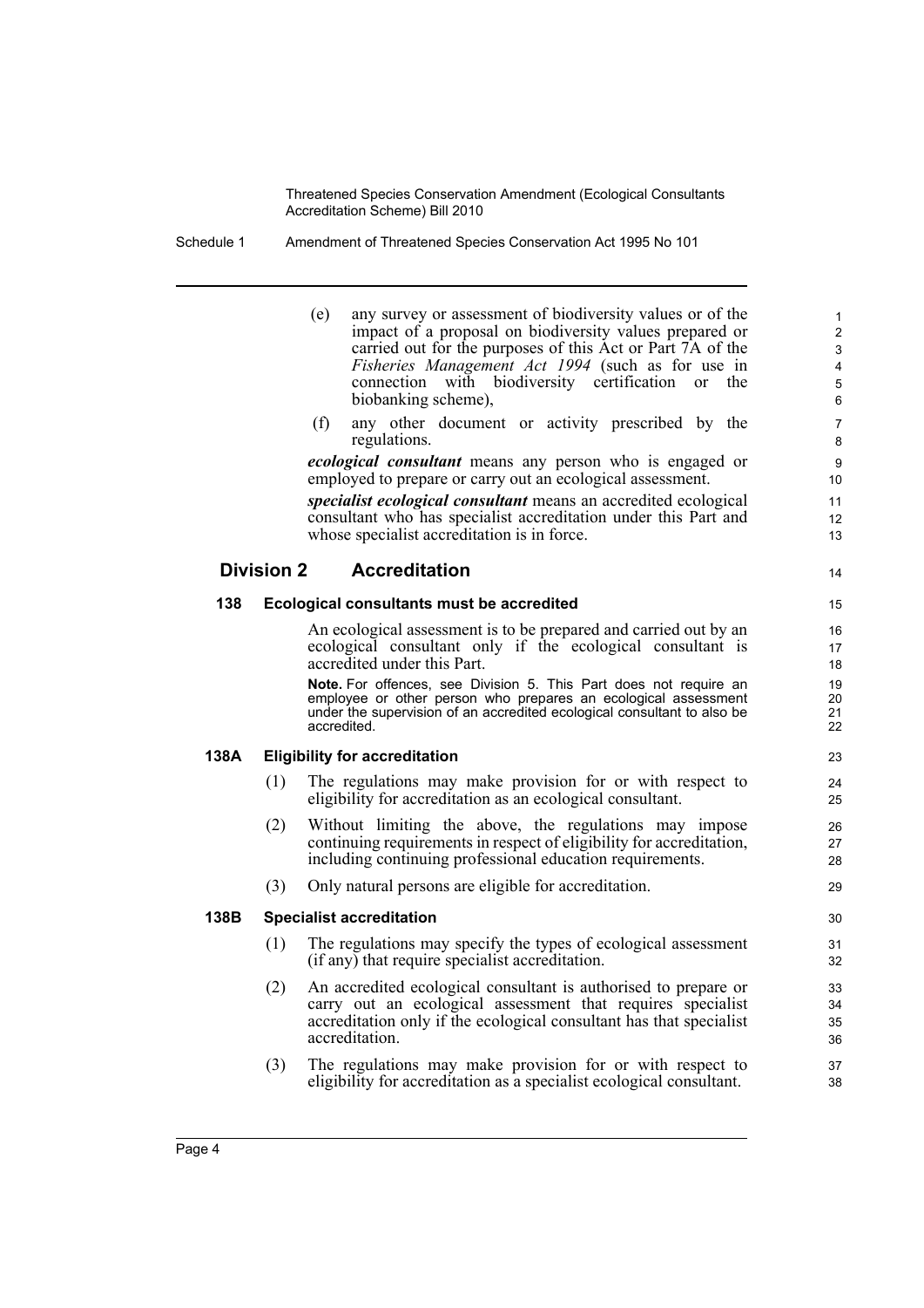(e) any survey or assessment of biodiversity values or of the impact of a proposal on biodiversity values prepared or carried out for the purposes of this Act or Part 7A of the *Fisheries Management Act 1994* (such as for use in connection with biodiversity certification or the biobanking scheme),

(f) any other document or activity prescribed by the regulations.

***ecological consultant*** means any person who is engaged or employed to prepare or carry out an ecological assessment.

***specialist ecological consultant*** means an accredited ecological consultant who has specialist accreditation under this Part and whose specialist accreditation is in force.

## Division 2 Accreditation

### 138 Ecological consultants must be accredited

An ecological assessment is to be prepared and carried out by an ecological consultant only if the ecological consultant is accredited under this Part.

**Note.** For offences, see Division 5. This Part does not require an employee or other person who prepares an ecological assessment under the supervision of an accredited ecological consultant to also be accredited.

### 138A Eligibility for accreditation

(1) The regulations may make provision for or with respect to eligibility for accreditation as an ecological consultant.

(2) Without limiting the above, the regulations may impose continuing requirements in respect of eligibility for accreditation, including continuing professional education requirements.

(3) Only natural persons are eligible for accreditation.

### 138B Specialist accreditation

(1) The regulations may specify the types of ecological assessment (if any) that require specialist accreditation.

(2) An accredited ecological consultant is authorised to prepare or carry out an ecological assessment that requires specialist accreditation only if the ecological consultant has that specialist accreditation.

(3) The regulations may make provision for or with respect to eligibility for accreditation as a specialist ecological consultant.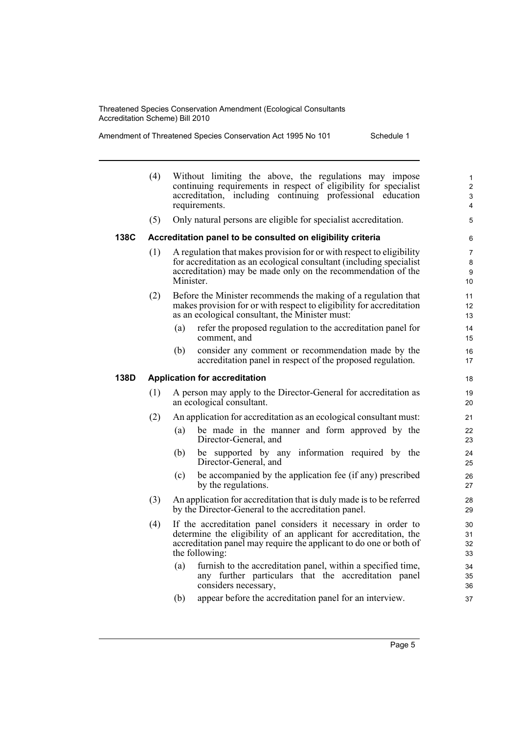(4) Without limiting the above, the regulations may impose continuing requirements in respect of eligibility for specialist accreditation, including continuing professional education requirements.

(5) Only natural persons are eligible for specialist accreditation.

**138C Accreditation panel to be consulted on eligibility criteria**

(1) A regulation that makes provision for or with respect to eligibility for accreditation as an ecological consultant (including specialist accreditation) may be made only on the recommendation of the Minister.

(2) Before the Minister recommends the making of a regulation that makes provision for or with respect to eligibility for accreditation as an ecological consultant, the Minister must:

(a) refer the proposed regulation to the accreditation panel for comment, and

(b) consider any comment or recommendation made by the accreditation panel in respect of the proposed regulation.

**138D Application for accreditation**

(1) A person may apply to the Director-General for accreditation as an ecological consultant.

(2) An application for accreditation as an ecological consultant must:

(a) be made in the manner and form approved by the Director-General, and

(b) be supported by any information required by the Director-General, and

(c) be accompanied by the application fee (if any) prescribed by the regulations.

(3) An application for accreditation that is duly made is to be referred by the Director-General to the accreditation panel.

(4) If the accreditation panel considers it necessary in order to determine the eligibility of an applicant for accreditation, the accreditation panel may require the applicant to do one or both of the following:

(a) furnish to the accreditation panel, within a specified time, any further particulars that the accreditation panel considers necessary,

(b) appear before the accreditation panel for an interview.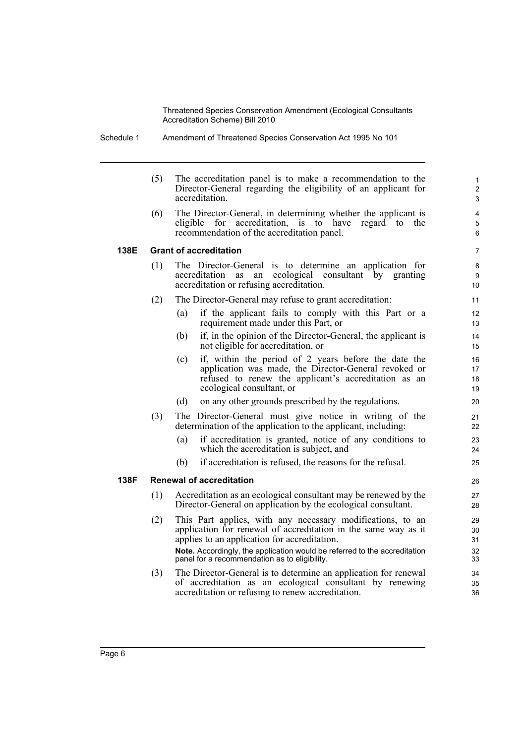(5) The accreditation panel is to make a recommendation to the Director-General regarding the eligibility of an applicant for accreditation.

(6) The Director-General, in determining whether the applicant is eligible for accreditation, is to have regard to the recommendation of the accreditation panel.

### 138E Grant of accreditation

(1) The Director-General is to determine an application for accreditation as an ecological consultant by granting accreditation or refusing accreditation.

(2) The Director-General may refuse to grant accreditation:

(a) if the applicant fails to comply with this Part or a requirement made under this Part, or

(b) if, in the opinion of the Director-General, the applicant is not eligible for accreditation, or

(c) if, within the period of 2 years before the date the application was made, the Director-General revoked or refused to renew the applicant's accreditation as an ecological consultant, or

(d) on any other grounds prescribed by the regulations.

(3) The Director-General must give notice in writing of the determination of the application to the applicant, including:

(a) if accreditation is granted, notice of any conditions to which the accreditation is subject, and

(b) if accreditation is refused, the reasons for the refusal.

### 138F Renewal of accreditation

(1) Accreditation as an ecological consultant may be renewed by the Director-General on application by the ecological consultant.

(2) This Part applies, with any necessary modifications, to an application for renewal of accreditation in the same way as it applies to an application for accreditation.

**Note.** Accordingly, the application would be referred to the accreditation panel for a recommendation as to eligibility.

(3) The Director-General is to determine an application for renewal of accreditation as an ecological consultant by renewing accreditation or refusing to renew accreditation.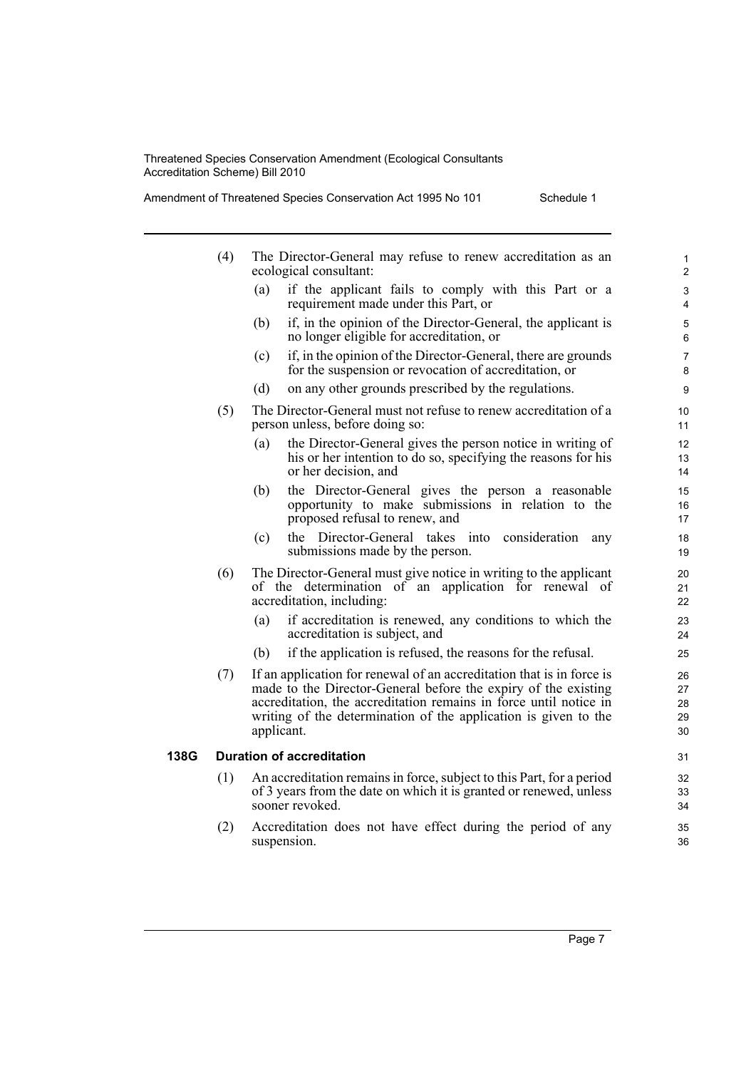(4) The Director-General may refuse to renew accreditation as an ecological consultant:

(a) if the applicant fails to comply with this Part or a requirement made under this Part, or

(b) if, in the opinion of the Director-General, the applicant is no longer eligible for accreditation, or

(c) if, in the opinion of the Director-General, there are grounds for the suspension or revocation of accreditation, or

(d) on any other grounds prescribed by the regulations.

(5) The Director-General must not refuse to renew accreditation of a person unless, before doing so:

(a) the Director-General gives the person notice in writing of his or her intention to do so, specifying the reasons for his or her decision, and

(b) the Director-General gives the person a reasonable opportunity to make submissions in relation to the proposed refusal to renew, and

(c) the Director-General takes into consideration any submissions made by the person.

(6) The Director-General must give notice in writing to the applicant of the determination of an application for renewal of accreditation, including:

(a) if accreditation is renewed, any conditions to which the accreditation is subject, and

(b) if the application is refused, the reasons for the refusal.

(7) If an application for renewal of an accreditation that is in force is made to the Director-General before the expiry of the existing accreditation, the accreditation remains in force until notice in writing of the determination of the application is given to the applicant.

### 138G Duration of accreditation

(1) An accreditation remains in force, subject to this Part, for a period of 3 years from the date on which it is granted or renewed, unless sooner revoked.

(2) Accreditation does not have effect during the period of any suspension.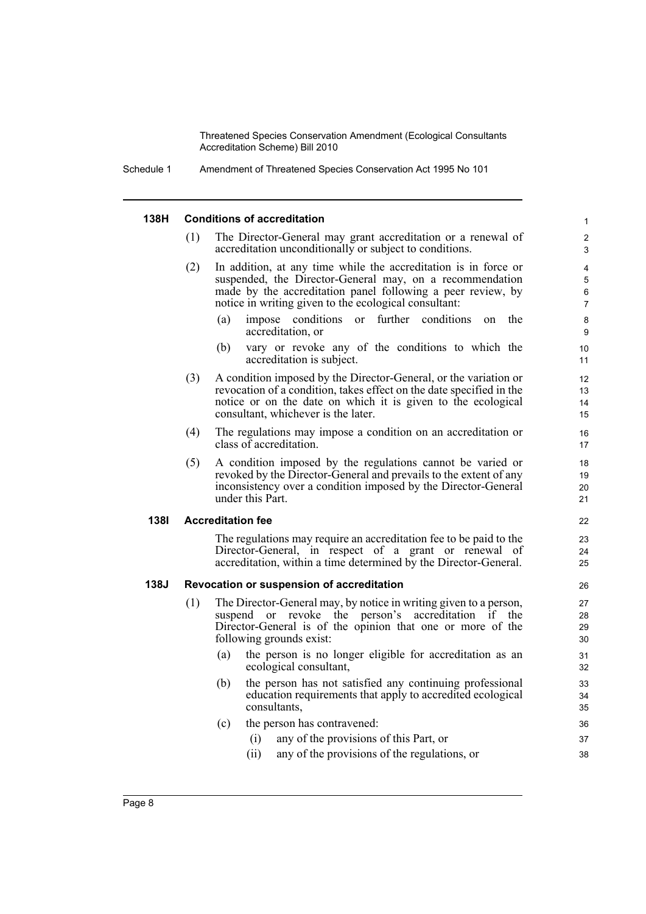#### 138H Conditions of accreditation

(1) The Director-General may grant accreditation or a renewal of accreditation unconditionally or subject to conditions.

(2) In addition, at any time while the accreditation is in force or suspended, the Director-General may, on a recommendation made by the accreditation panel following a peer review, by notice in writing given to the ecological consultant:

(a) impose conditions or further conditions on the accreditation, or

(b) vary or revoke any of the conditions to which the accreditation is subject.

(3) A condition imposed by the Director-General, or the variation or revocation of a condition, takes effect on the date specified in the notice or on the date on which it is given to the ecological consultant, whichever is the later.

(4) The regulations may impose a condition on an accreditation or class of accreditation.

(5) A condition imposed by the regulations cannot be varied or revoked by the Director-General and prevails to the extent of any inconsistency over a condition imposed by the Director-General under this Part.

#### 138I Accreditation fee

The regulations may require an accreditation fee to be paid to the Director-General, in respect of a grant or renewal of accreditation, within a time determined by the Director-General.

#### 138J Revocation or suspension of accreditation

(1) The Director-General may, by notice in writing given to a person, suspend or revoke the person's accreditation if the Director-General is of the opinion that one or more of the following grounds exist:

(a) the person is no longer eligible for accreditation as an ecological consultant,

(b) the person has not satisfied any continuing professional education requirements that apply to accredited ecological consultants,

(c) the person has contravened:

(i) any of the provisions of this Part, or

(ii) any of the provisions of the regulations, or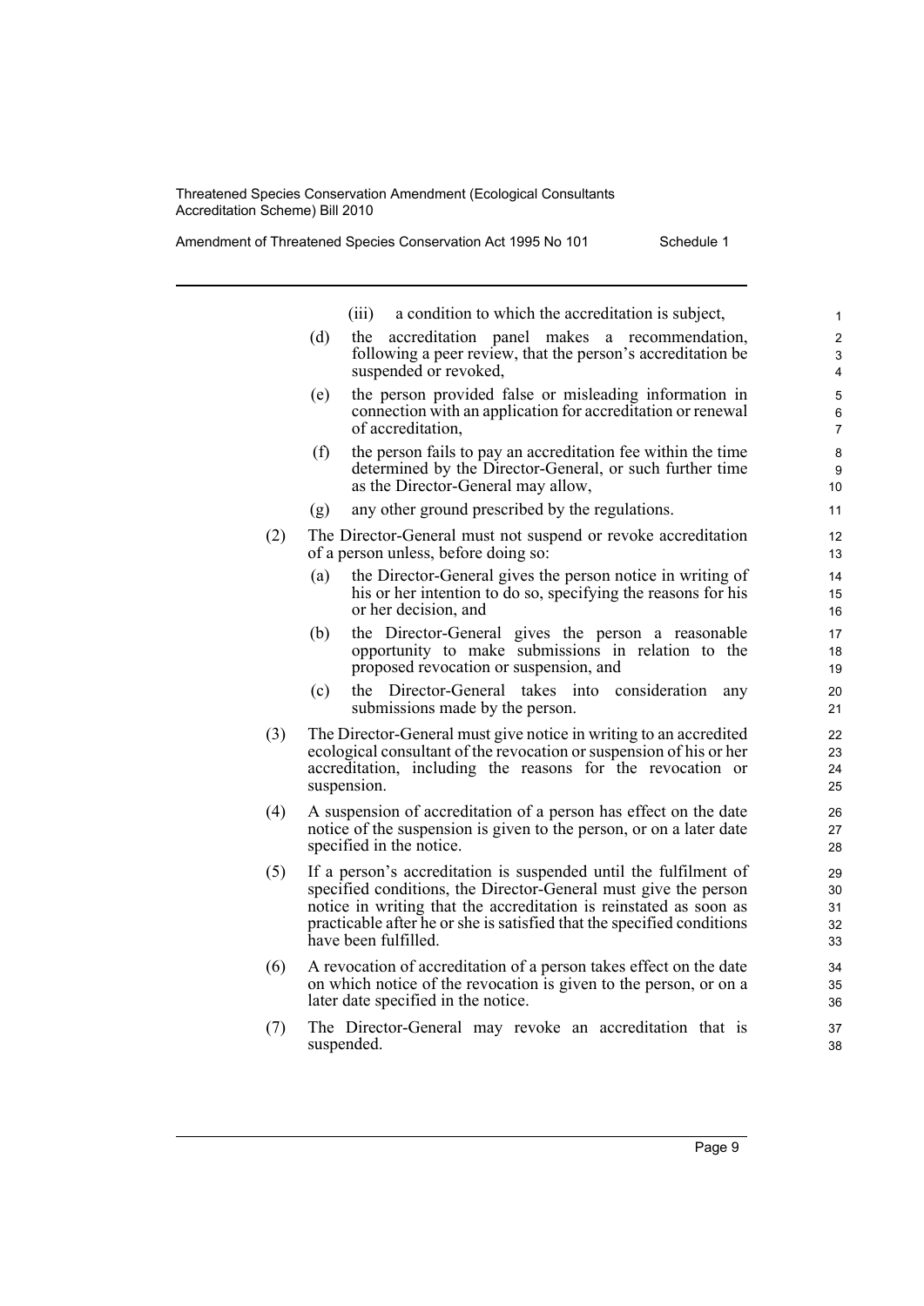(iii) a condition to which the accreditation is subject,

(d) the accreditation panel makes a recommendation, following a peer review, that the person's accreditation be suspended or revoked,

(e) the person provided false or misleading information in connection with an application for accreditation or renewal of accreditation,

(f) the person fails to pay an accreditation fee within the time determined by the Director-General, or such further time as the Director-General may allow,

(g) any other ground prescribed by the regulations.

(2) The Director-General must not suspend or revoke accreditation of a person unless, before doing so:

(a) the Director-General gives the person notice in writing of his or her intention to do so, specifying the reasons for his or her decision, and

(b) the Director-General gives the person a reasonable opportunity to make submissions in relation to the proposed revocation or suspension, and

(c) the Director-General takes into consideration any submissions made by the person.

(3) The Director-General must give notice in writing to an accredited ecological consultant of the revocation or suspension of his or her accreditation, including the reasons for the revocation or suspension.

(4) A suspension of accreditation of a person has effect on the date notice of the suspension is given to the person, or on a later date specified in the notice.

(5) If a person's accreditation is suspended until the fulfilment of specified conditions, the Director-General must give the person notice in writing that the accreditation is reinstated as soon as practicable after he or she is satisfied that the specified conditions have been fulfilled.

(6) A revocation of accreditation of a person takes effect on the date on which notice of the revocation is given to the person, or on a later date specified in the notice.

(7) The Director-General may revoke an accreditation that is suspended.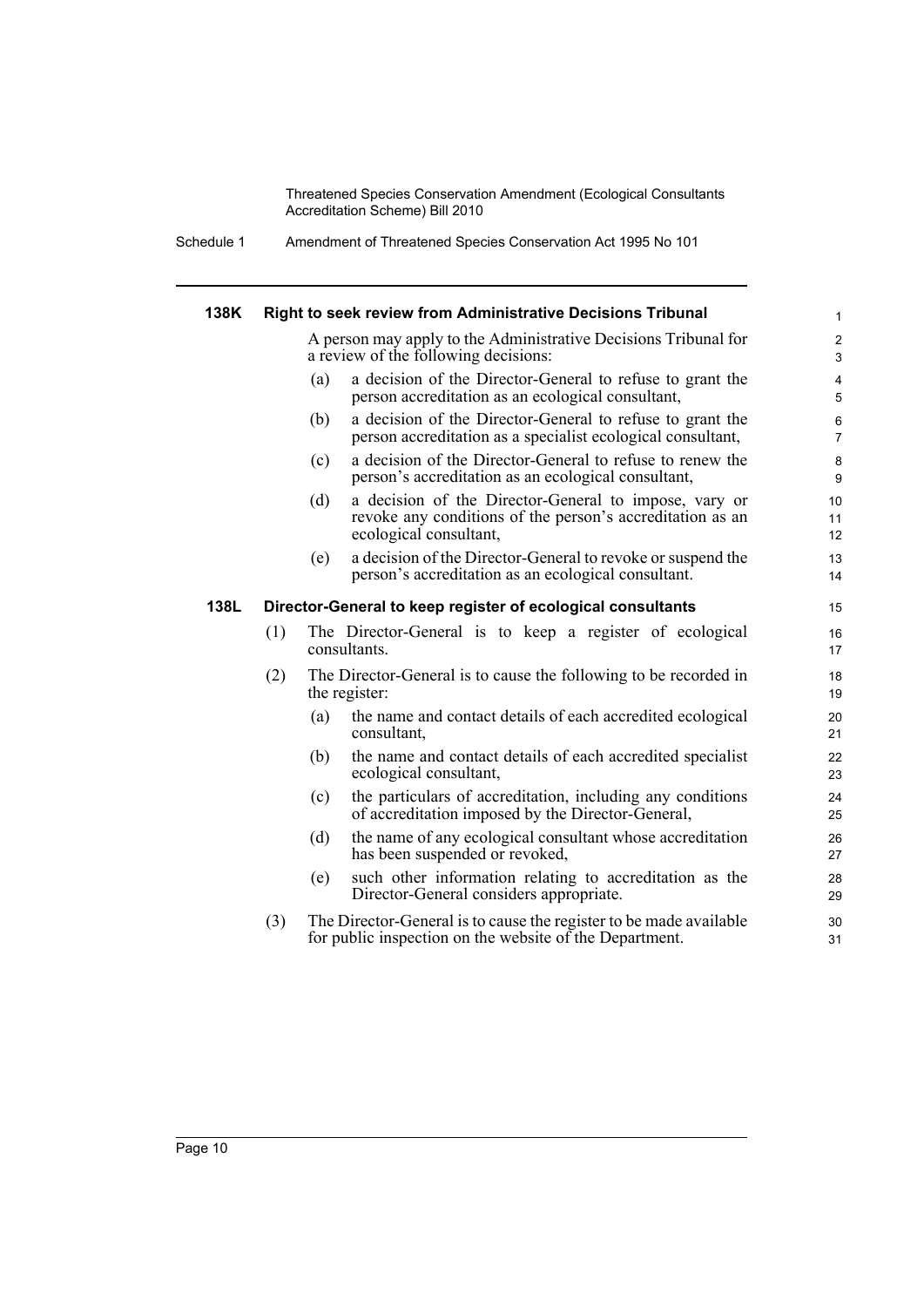#### 138K Right to seek review from Administrative Decisions Tribunal

A person may apply to the Administrative Decisions Tribunal for a review of the following decisions:

(a) a decision of the Director-General to refuse to grant the person accreditation as an ecological consultant,

(b) a decision of the Director-General to refuse to grant the person accreditation as a specialist ecological consultant,

(c) a decision of the Director-General to refuse to renew the person's accreditation as an ecological consultant,

(d) a decision of the Director-General to impose, vary or revoke any conditions of the person's accreditation as an ecological consultant,

(e) a decision of the Director-General to revoke or suspend the person's accreditation as an ecological consultant.

#### 138L Director-General to keep register of ecological consultants

(1) The Director-General is to keep a register of ecological consultants.

(2) The Director-General is to cause the following to be recorded in the register:

(a) the name and contact details of each accredited ecological consultant,

(b) the name and contact details of each accredited specialist ecological consultant,

(c) the particulars of accreditation, including any conditions of accreditation imposed by the Director-General,

(d) the name of any ecological consultant whose accreditation has been suspended or revoked,

(e) such other information relating to accreditation as the Director-General considers appropriate.

(3) The Director-General is to cause the register to be made available for public inspection on the website of the Department.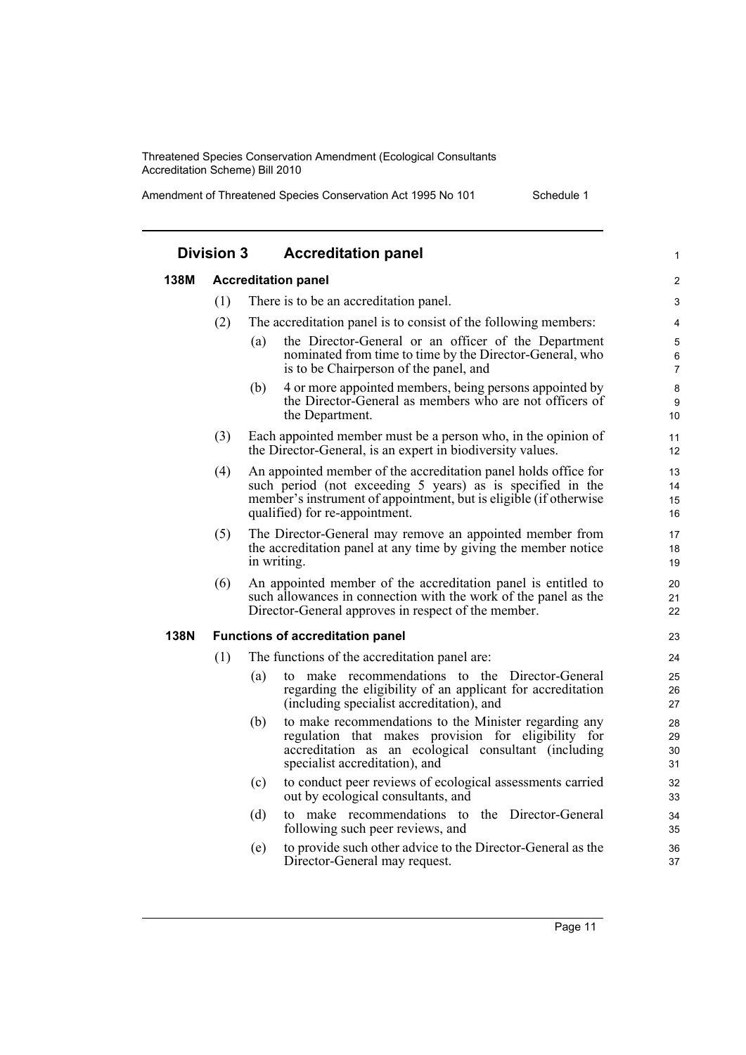## Division 3 Accreditation panel

### 138M Accreditation panel

(1) There is to be an accreditation panel.

(2) The accreditation panel is to consist of the following members:

- (a) the Director-General or an officer of the Department nominated from time to time by the Director-General, who is to be Chairperson of the panel, and
- (b) 4 or more appointed members, being persons appointed by the Director-General as members who are not officers of the Department.

(3) Each appointed member must be a person who, in the opinion of the Director-General, is an expert in biodiversity values.

(4) An appointed member of the accreditation panel holds office for such period (not exceeding 5 years) as is specified in the member's instrument of appointment, but is eligible (if otherwise qualified) for re-appointment.

(5) The Director-General may remove an appointed member from the accreditation panel at any time by giving the member notice in writing.

(6) An appointed member of the accreditation panel is entitled to such allowances in connection with the work of the panel as the Director-General approves in respect of the member.

### 138N Functions of accreditation panel

(1) The functions of the accreditation panel are:

- (a) to make recommendations to the Director-General regarding the eligibility of an applicant for accreditation (including specialist accreditation), and
- (b) to make recommendations to the Minister regarding any regulation that makes provision for eligibility for accreditation as an ecological consultant (including specialist accreditation), and
- (c) to conduct peer reviews of ecological assessments carried out by ecological consultants, and
- (d) to make recommendations to the Director-General following such peer reviews, and
- (e) to provide such other advice to the Director-General as the Director-General may request.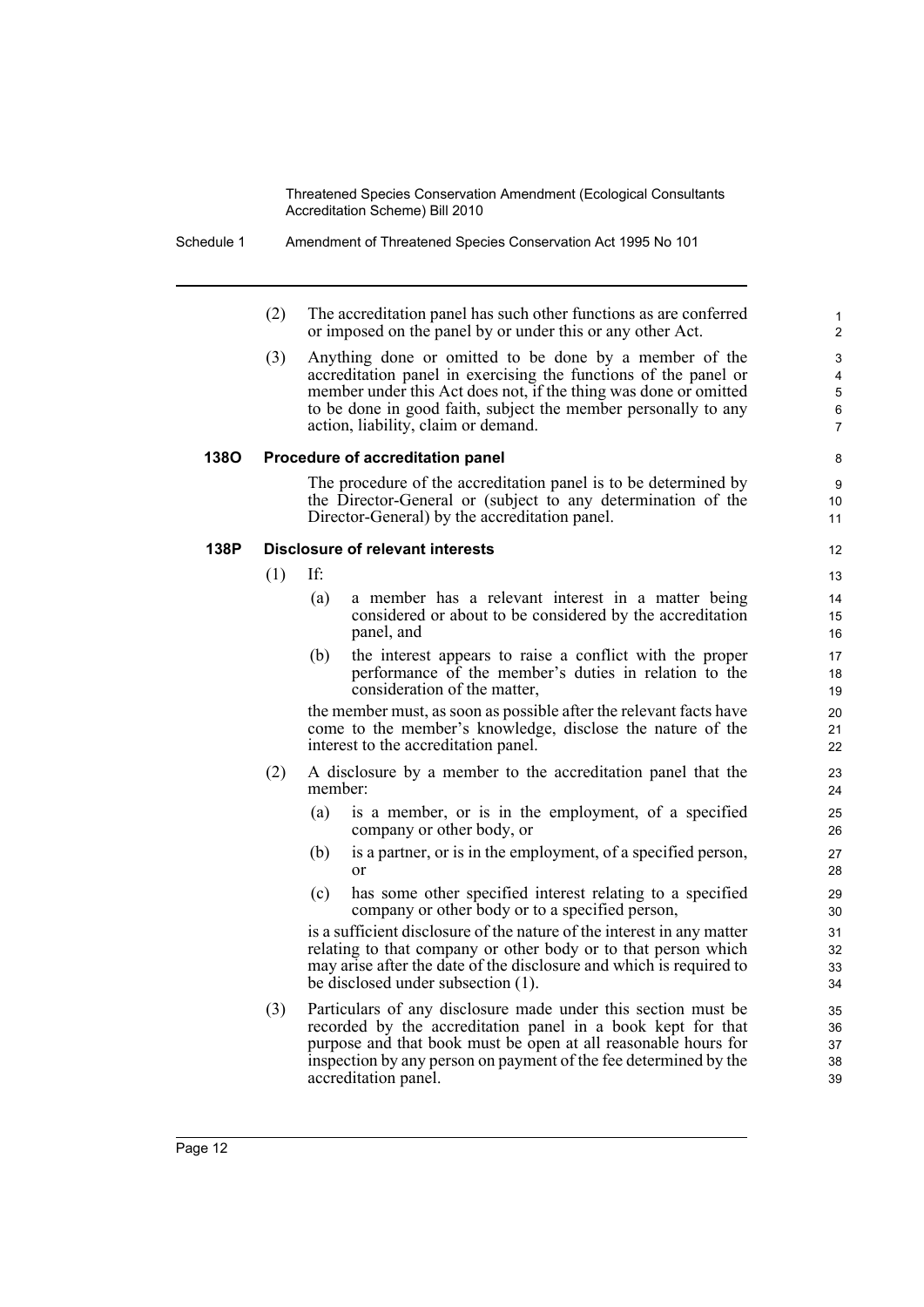(2) The accreditation panel has such other functions as are conferred or imposed on the panel by or under this or any other Act.

(3) Anything done or omitted to be done by a member of the accreditation panel in exercising the functions of the panel or member under this Act does not, if the thing was done or omitted to be done in good faith, subject the member personally to any action, liability, claim or demand.

**138O Procedure of accreditation panel**

The procedure of the accreditation panel is to be determined by the Director-General or (subject to any determination of the Director-General) by the accreditation panel.

**138P Disclosure of relevant interests**

(1) If:

(a) a member has a relevant interest in a matter being considered or about to be considered by the accreditation panel, and

(b) the interest appears to raise a conflict with the proper performance of the member's duties in relation to the consideration of the matter,

the member must, as soon as possible after the relevant facts have come to the member's knowledge, disclose the nature of the interest to the accreditation panel.

(2) A disclosure by a member to the accreditation panel that the member:

(a) is a member, or is in the employment, of a specified company or other body, or

(b) is a partner, or is in the employment, of a specified person, or

(c) has some other specified interest relating to a specified company or other body or to a specified person,

is a sufficient disclosure of the nature of the interest in any matter relating to that company or other body or to that person which may arise after the date of the disclosure and which is required to be disclosed under subsection (1).

(3) Particulars of any disclosure made under this section must be recorded by the accreditation panel in a book kept for that purpose and that book must be open at all reasonable hours for inspection by any person on payment of the fee determined by the accreditation panel.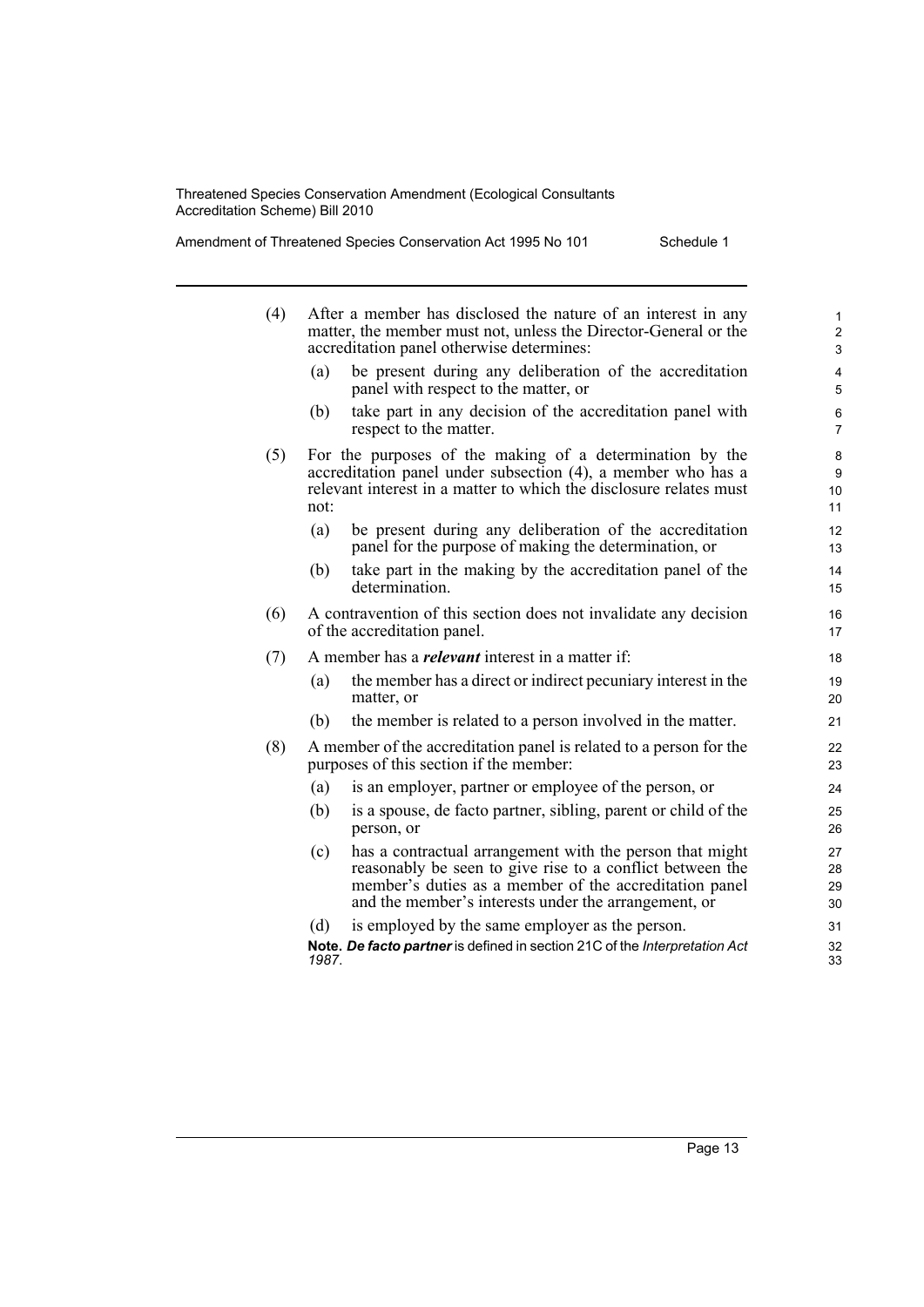(4) After a member has disclosed the nature of an interest in any matter, the member must not, unless the Director-General or the accreditation panel otherwise determines:

(a) be present during any deliberation of the accreditation panel with respect to the matter, or

(b) take part in any decision of the accreditation panel with respect to the matter.

(5) For the purposes of the making of a determination by the accreditation panel under subsection (4), a member who has a relevant interest in a matter to which the disclosure relates must not:

(a) be present during any deliberation of the accreditation panel for the purpose of making the determination, or

(b) take part in the making by the accreditation panel of the determination.

(6) A contravention of this section does not invalidate any decision of the accreditation panel.

(7) A member has a ***relevant*** interest in a matter if:

(a) the member has a direct or indirect pecuniary interest in the matter, or

(b) the member is related to a person involved in the matter.

(8) A member of the accreditation panel is related to a person for the purposes of this section if the member:

(a) is an employer, partner or employee of the person, or

(b) is a spouse, de facto partner, sibling, parent or child of the person, or

(c) has a contractual arrangement with the person that might reasonably be seen to give rise to a conflict between the member's duties as a member of the accreditation panel and the member's interests under the arrangement, or

(d) is employed by the same employer as the person.

**Note.** ***De facto partner*** is defined in section 21C of the *Interpretation Act 1987*.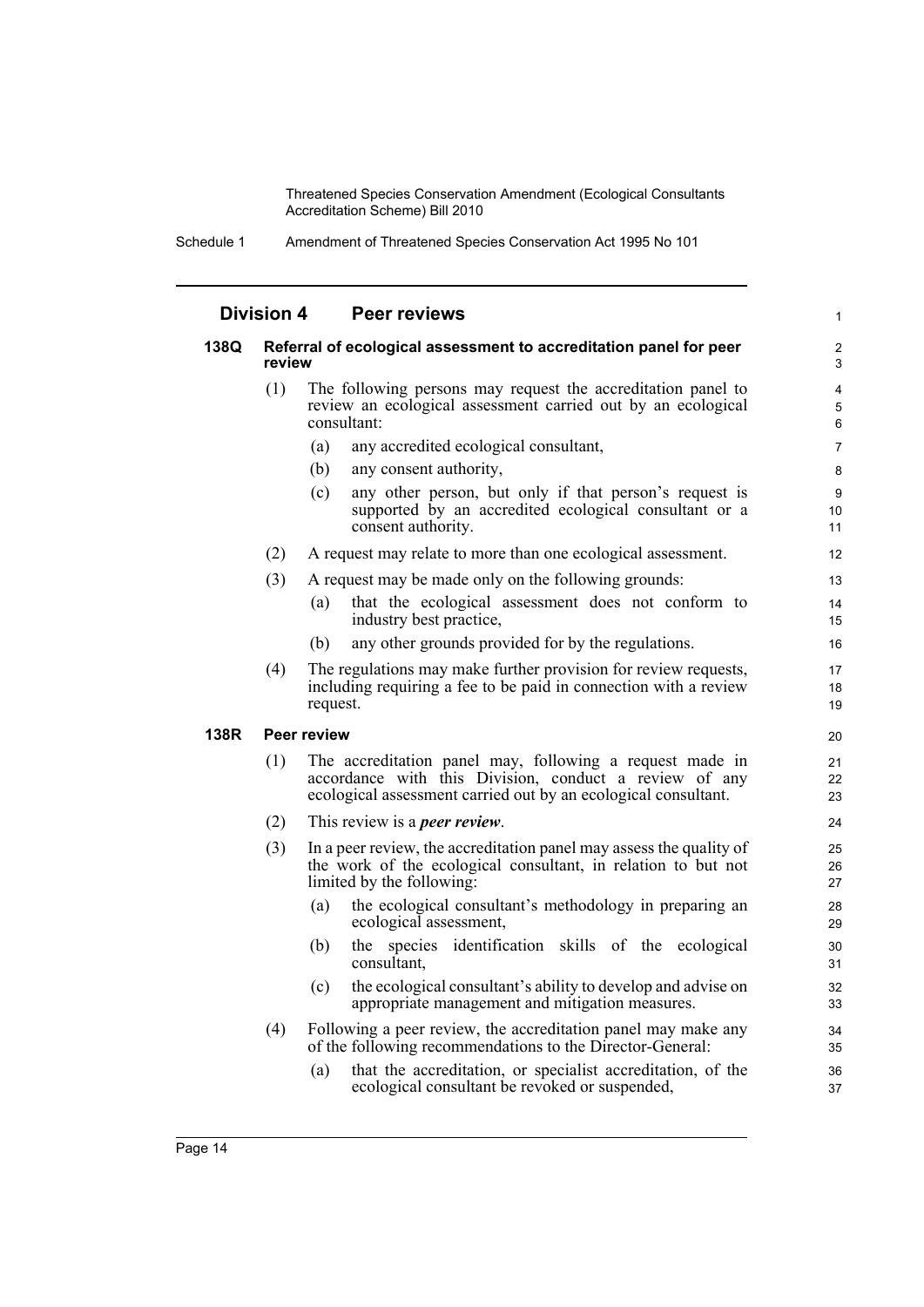## Division 4 Peer reviews

### 138Q Referral of ecological assessment to accreditation panel for peer review

(1) The following persons may request the accreditation panel to review an ecological assessment carried out by an ecological consultant:

- (a) any accredited ecological consultant,
- (b) any consent authority,
- (c) any other person, but only if that person's request is supported by an accredited ecological consultant or a consent authority.

(2) A request may relate to more than one ecological assessment.

(3) A request may be made only on the following grounds:

- (a) that the ecological assessment does not conform to industry best practice,
- (b) any other grounds provided for by the regulations.

(4) The regulations may make further provision for review requests, including requiring a fee to be paid in connection with a review request.

### 138R Peer review

(1) The accreditation panel may, following a request made in accordance with this Division, conduct a review of any ecological assessment carried out by an ecological consultant.

(2) This review is a ***peer review***.

(3) In a peer review, the accreditation panel may assess the quality of the work of the ecological consultant, in relation to but not limited by the following:

- (a) the ecological consultant's methodology in preparing an ecological assessment,
- (b) the species identification skills of the ecological consultant,
- (c) the ecological consultant's ability to develop and advise on appropriate management and mitigation measures.

(4) Following a peer review, the accreditation panel may make any of the following recommendations to the Director-General:

- (a) that the accreditation, or specialist accreditation, of the ecological consultant be revoked or suspended,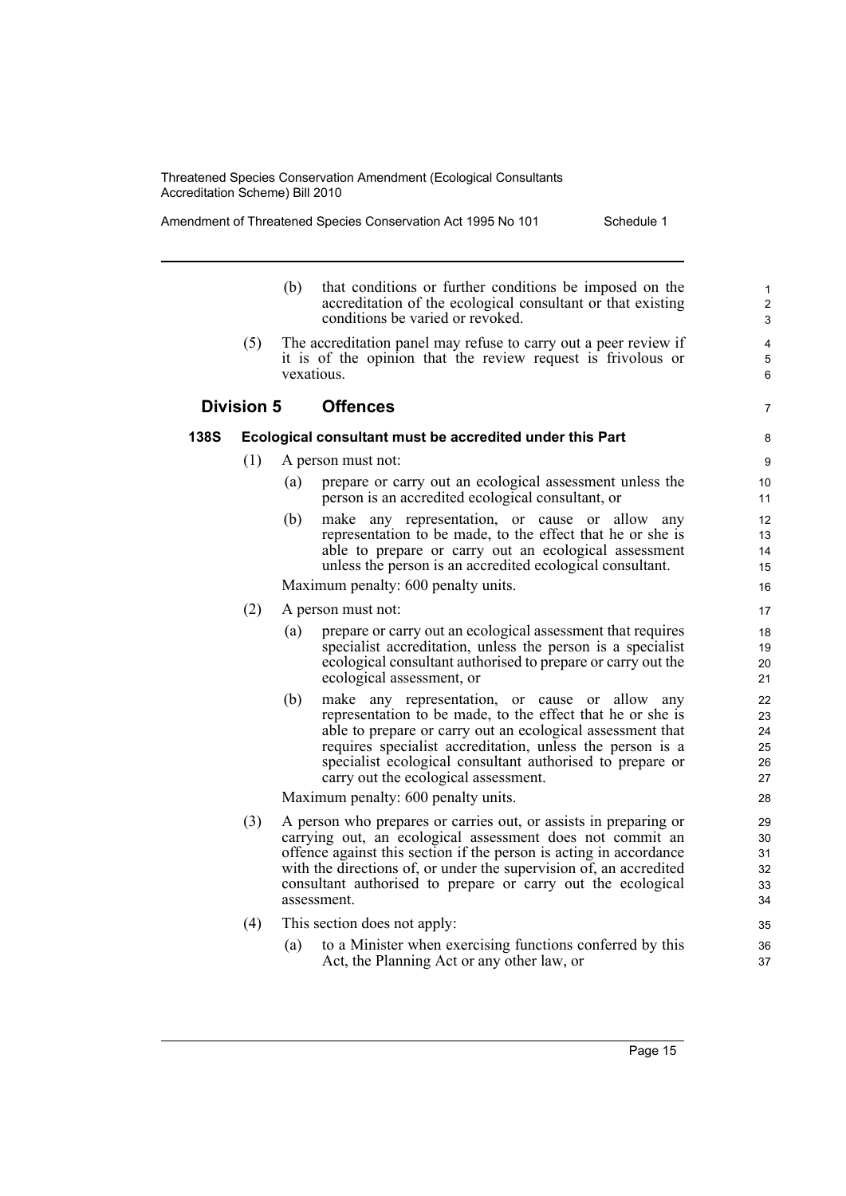(b) that conditions or further conditions be imposed on the accreditation of the ecological consultant or that existing conditions be varied or revoked.

(5) The accreditation panel may refuse to carry out a peer review if it is of the opinion that the review request is frivolous or vexatious.

### Division 5 Offences

#### 138S Ecological consultant must be accredited under this Part

(1) A person must not:

(a) prepare or carry out an ecological assessment unless the person is an accredited ecological consultant, or

(b) make any representation, or cause or allow any representation to be made, to the effect that he or she is able to prepare or carry out an ecological assessment unless the person is an accredited ecological consultant.

Maximum penalty: 600 penalty units.

(2) A person must not:

(a) prepare or carry out an ecological assessment that requires specialist accreditation, unless the person is a specialist ecological consultant authorised to prepare or carry out the ecological assessment, or

(b) make any representation, or cause or allow any representation to be made, to the effect that he or she is able to prepare or carry out an ecological assessment that requires specialist accreditation, unless the person is a specialist ecological consultant authorised to prepare or carry out the ecological assessment.

Maximum penalty: 600 penalty units.

(3) A person who prepares or carries out, or assists in preparing or carrying out, an ecological assessment does not commit an offence against this section if the person is acting in accordance with the directions of, or under the supervision of, an accredited consultant authorised to prepare or carry out the ecological assessment.

(4) This section does not apply:

(a) to a Minister when exercising functions conferred by this Act, the Planning Act or any other law, or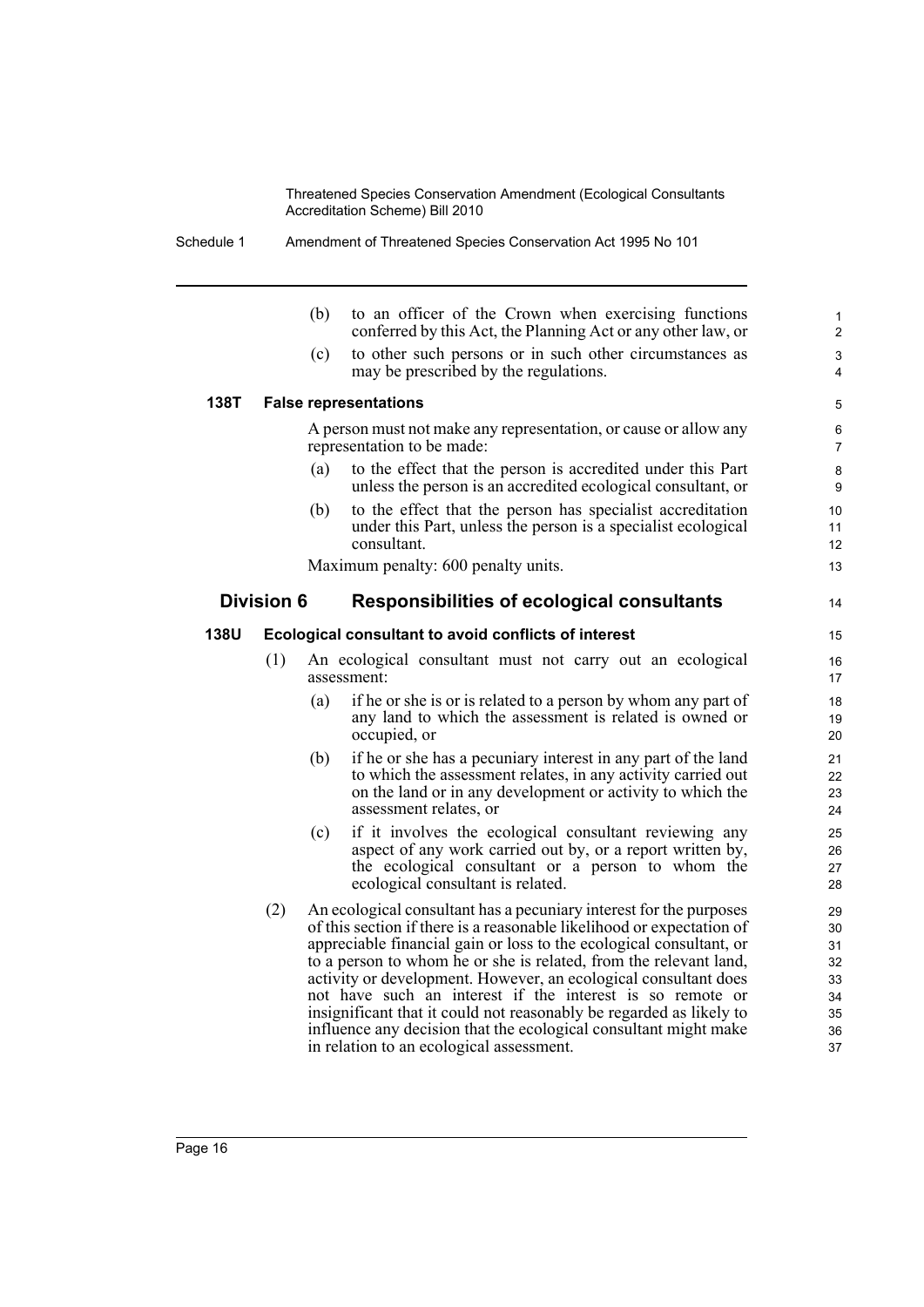(b) to an officer of the Crown when exercising functions conferred by this Act, the Planning Act or any other law, or

(c) to other such persons or in such other circumstances as may be prescribed by the regulations.

**138T False representations**

A person must not make any representation, or cause or allow any representation to be made:

(a) to the effect that the person is accredited under this Part unless the person is an accredited ecological consultant, or

(b) to the effect that the person has specialist accreditation under this Part, unless the person is a specialist ecological consultant.

Maximum penalty: 600 penalty units.

## Division 6 Responsibilities of ecological consultants

**138U Ecological consultant to avoid conflicts of interest**

(1) An ecological consultant must not carry out an ecological assessment:

(a) if he or she is or is related to a person by whom any part of any land to which the assessment is related is owned or occupied, or

(b) if he or she has a pecuniary interest in any part of the land to which the assessment relates, in any activity carried out on the land or in any development or activity to which the assessment relates, or

(c) if it involves the ecological consultant reviewing any aspect of any work carried out by, or a report written by, the ecological consultant or a person to whom the ecological consultant is related.

(2) An ecological consultant has a pecuniary interest for the purposes of this section if there is a reasonable likelihood or expectation of appreciable financial gain or loss to the ecological consultant, or to a person to whom he or she is related, from the relevant land, activity or development. However, an ecological consultant does not have such an interest if the interest is so remote or insignificant that it could not reasonably be regarded as likely to influence any decision that the ecological consultant might make in relation to an ecological assessment.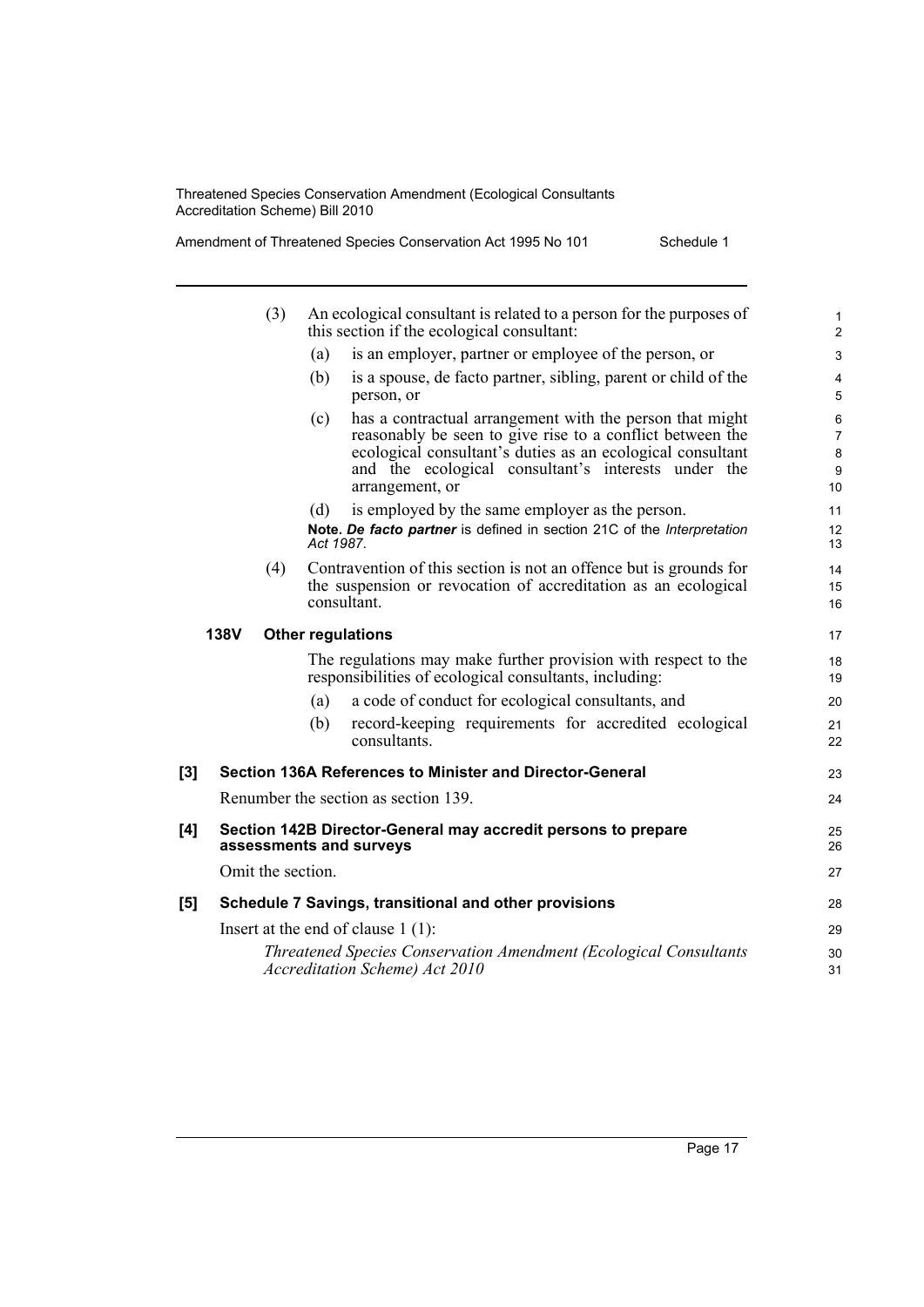(3) An ecological consultant is related to a person for the purposes of this section if the ecological consultant:

(a) is an employer, partner or employee of the person, or

(b) is a spouse, de facto partner, sibling, parent or child of the person, or

(c) has a contractual arrangement with the person that might reasonably be seen to give rise to a conflict between the ecological consultant's duties as an ecological consultant and the ecological consultant's interests under the arrangement, or

(d) is employed by the same employer as the person.

**Note.** ***De facto partner*** is defined in section 21C of the *Interpretation Act 1987*.

(4) Contravention of this section is not an offence but is grounds for the suspension or revocation of accreditation as an ecological consultant.

**138V Other regulations**

The regulations may make further provision with respect to the responsibilities of ecological consultants, including:

(a) a code of conduct for ecological consultants, and

(b) record-keeping requirements for accredited ecological consultants.

**[3] Section 136A References to Minister and Director-General**

Renumber the section as section 139.

**[4] Section 142B Director-General may accredit persons to prepare assessments and surveys**

Omit the section.

**[5] Schedule 7 Savings, transitional and other provisions**

Insert at the end of clause 1 (1):

*Threatened Species Conservation Amendment (Ecological Consultants Accreditation Scheme) Act 2010*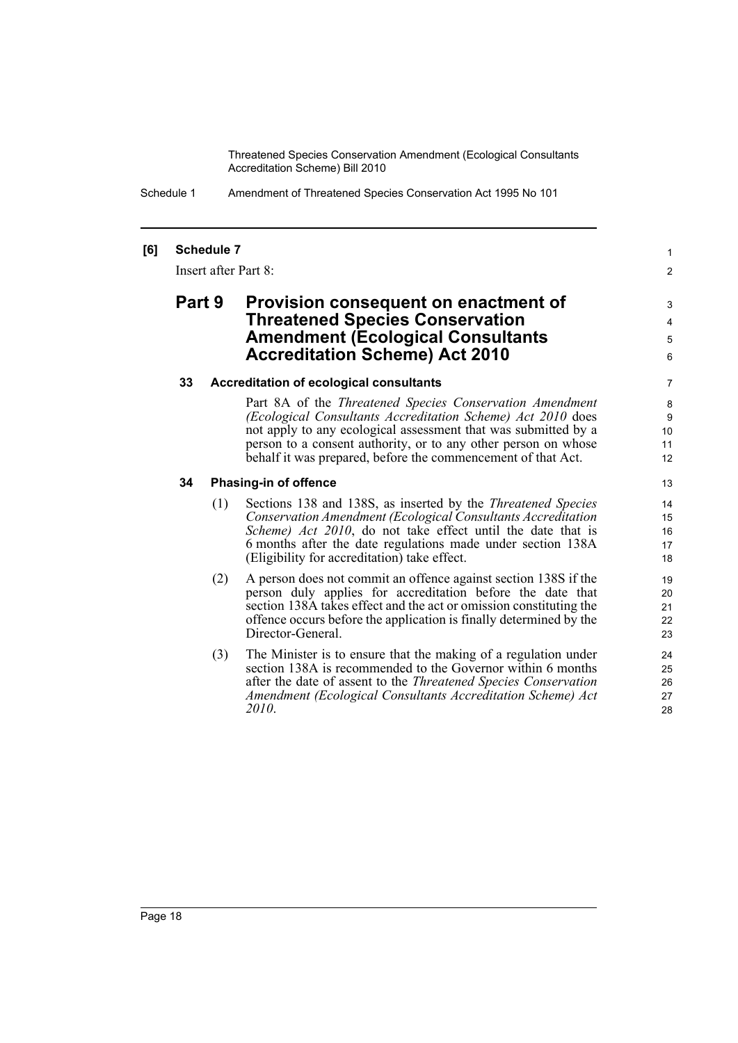**[6] Schedule 7**

Insert after Part 8:

## Part 9 Provision consequent on enactment of Threatened Species Conservation Amendment (Ecological Consultants Accreditation Scheme) Act 2010

### 33 Accreditation of ecological consultants

Part 8A of the *Threatened Species Conservation Amendment (Ecological Consultants Accreditation Scheme) Act 2010* does not apply to any ecological assessment that was submitted by a person to a consent authority, or to any other person on whose behalf it was prepared, before the commencement of that Act.

### 34 Phasing-in of offence

(1) Sections 138 and 138S, as inserted by the *Threatened Species Conservation Amendment (Ecological Consultants Accreditation Scheme) Act 2010*, do not take effect until the date that is 6 months after the date regulations made under section 138A (Eligibility for accreditation) take effect.

(2) A person does not commit an offence against section 138S if the person duly applies for accreditation before the date that section 138A takes effect and the act or omission constituting the offence occurs before the application is finally determined by the Director-General.

(3) The Minister is to ensure that the making of a regulation under section 138A is recommended to the Governor within 6 months after the date of assent to the *Threatened Species Conservation Amendment (Ecological Consultants Accreditation Scheme) Act 2010*.